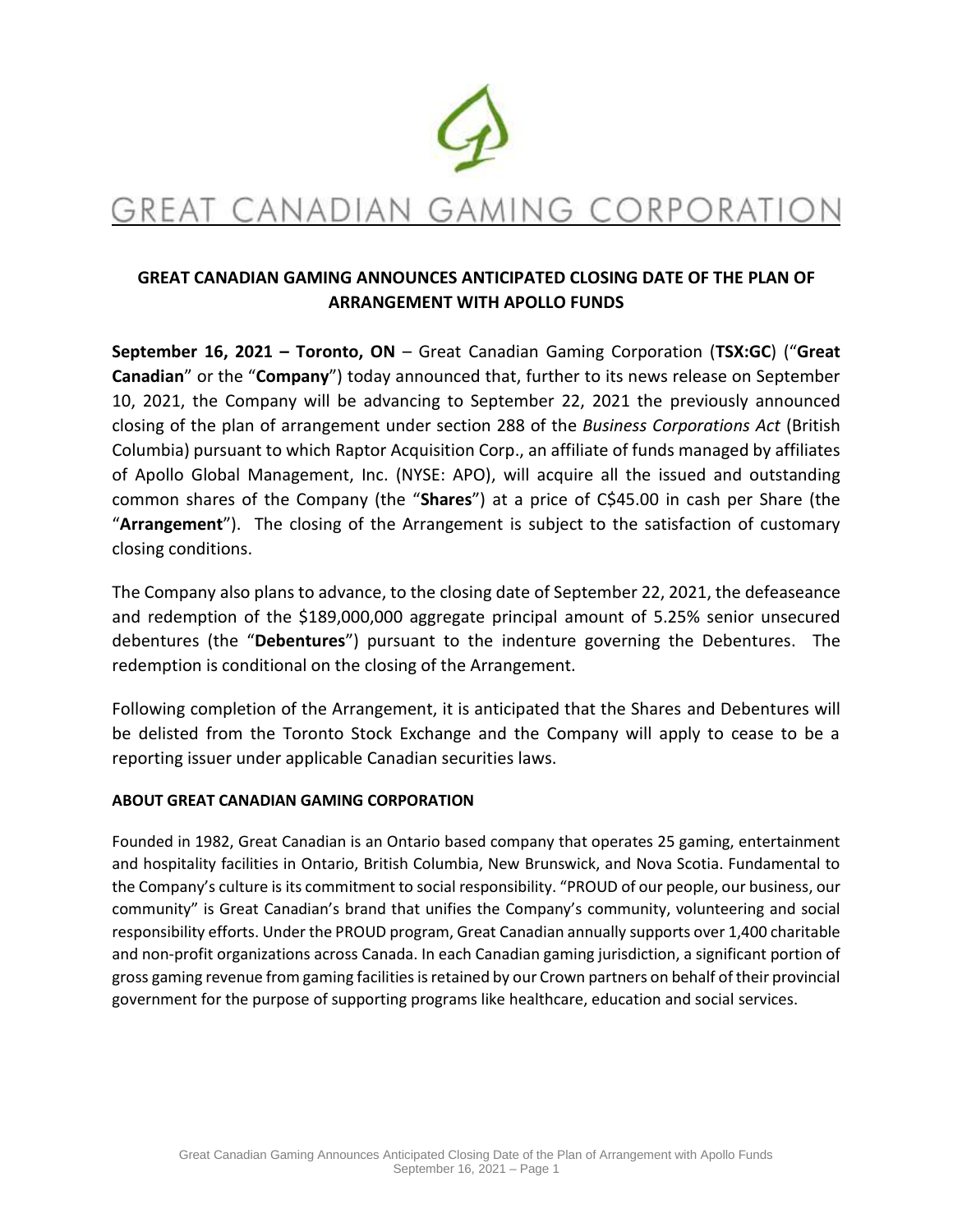# GREAT CANADIAN GAMING CORPORATION

## GREAT CANADIAN GAMING ANNOUNCES ANTICIPATED CLOSING DATE OF THE PLAN OF ARRANGEMENT WITH APOLLO FUNDS

**September 16, 2021 – Toronto, ON** – Great Canadian Gaming Corporation (**TSX:GC**) ("**Great Canadian**" or the "**Company**") today announced that, further to its news release on September 10, 2021, the Company will be advancing to September 22, 2021 the previously announced closing of the plan of arrangement under section 288 of the *Business Corporations Act* (British Columbia) pursuant to which Raptor Acquisition Corp., an affiliate of funds managed by affiliates of Apollo Global Management, Inc. (NYSE: APO), will acquire all the issued and outstanding common shares of the Company (the "**Shares**") at a price of C$45.00 in cash per Share (the "**Arrangement**"). The closing of the Arrangement is subject to the satisfaction of customary closing conditions.

The Company also plans to advance, to the closing date of September 22, 2021, the defeaseance and redemption of the $189,000,000 aggregate principal amount of 5.25% senior unsecured debentures (the "**Debentures**") pursuant to the indenture governing the Debentures. The redemption is conditional on the closing of the Arrangement.

Following completion of the Arrangement, it is anticipated that the Shares and Debentures will be delisted from the Toronto Stock Exchange and the Company will apply to cease to be a reporting issuer under applicable Canadian securities laws.

### ABOUT GREAT CANADIAN GAMING CORPORATION

Founded in 1982, Great Canadian is an Ontario based company that operates 25 gaming, entertainment and hospitality facilities in Ontario, British Columbia, New Brunswick, and Nova Scotia. Fundamental to the Company's culture is its commitment to social responsibility. "PROUD of our people, our business, our community" is Great Canadian's brand that unifies the Company's community, volunteering and social responsibility efforts. Under the PROUD program, Great Canadian annually supports over 1,400 charitable and non-profit organizations across Canada. In each Canadian gaming jurisdiction, a significant portion of gross gaming revenue from gaming facilities is retained by our Crown partners on behalf of their provincial government for the purpose of supporting programs like healthcare, education and social services.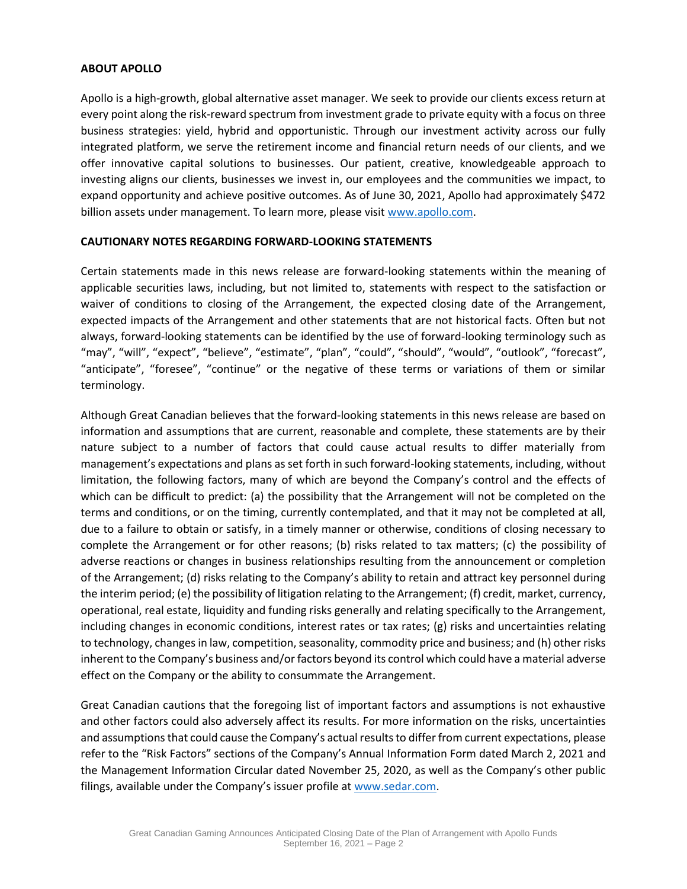**ABOUT APOLLO**

Apollo is a high-growth, global alternative asset manager. We seek to provide our clients excess return at every point along the risk-reward spectrum from investment grade to private equity with a focus on three business strategies: yield, hybrid and opportunistic. Through our investment activity across our fully integrated platform, we serve the retirement income and financial return needs of our clients, and we offer innovative capital solutions to businesses. Our patient, creative, knowledgeable approach to investing aligns our clients, businesses we invest in, our employees and the communities we impact, to expand opportunity and achieve positive outcomes. As of June 30, 2021, Apollo had approximately $472 billion assets under management. To learn more, please visit www.apollo.com.

**CAUTIONARY NOTES REGARDING FORWARD-LOOKING STATEMENTS**

Certain statements made in this news release are forward-looking statements within the meaning of applicable securities laws, including, but not limited to, statements with respect to the satisfaction or waiver of conditions to closing of the Arrangement, the expected closing date of the Arrangement, expected impacts of the Arrangement and other statements that are not historical facts. Often but not always, forward-looking statements can be identified by the use of forward-looking terminology such as "may", "will", "expect", "believe", "estimate", "plan", "could", "should", "would", "outlook", "forecast", "anticipate", "foresee", "continue" or the negative of these terms or variations of them or similar terminology.

Although Great Canadian believes that the forward-looking statements in this news release are based on information and assumptions that are current, reasonable and complete, these statements are by their nature subject to a number of factors that could cause actual results to differ materially from management's expectations and plans as set forth in such forward-looking statements, including, without limitation, the following factors, many of which are beyond the Company's control and the effects of which can be difficult to predict: (a) the possibility that the Arrangement will not be completed on the terms and conditions, or on the timing, currently contemplated, and that it may not be completed at all, due to a failure to obtain or satisfy, in a timely manner or otherwise, conditions of closing necessary to complete the Arrangement or for other reasons; (b) risks related to tax matters; (c) the possibility of adverse reactions or changes in business relationships resulting from the announcement or completion of the Arrangement; (d) risks relating to the Company's ability to retain and attract key personnel during the interim period; (e) the possibility of litigation relating to the Arrangement; (f) credit, market, currency, operational, real estate, liquidity and funding risks generally and relating specifically to the Arrangement, including changes in economic conditions, interest rates or tax rates; (g) risks and uncertainties relating to technology, changes in law, competition, seasonality, commodity price and business; and (h) other risks inherent to the Company's business and/or factors beyond its control which could have a material adverse effect on the Company or the ability to consummate the Arrangement.

Great Canadian cautions that the foregoing list of important factors and assumptions is not exhaustive and other factors could also adversely affect its results. For more information on the risks, uncertainties and assumptions that could cause the Company's actual results to differ from current expectations, please refer to the "Risk Factors" sections of the Company's Annual Information Form dated March 2, 2021 and the Management Information Circular dated November 25, 2020, as well as the Company's other public filings, available under the Company's issuer profile at www.sedar.com.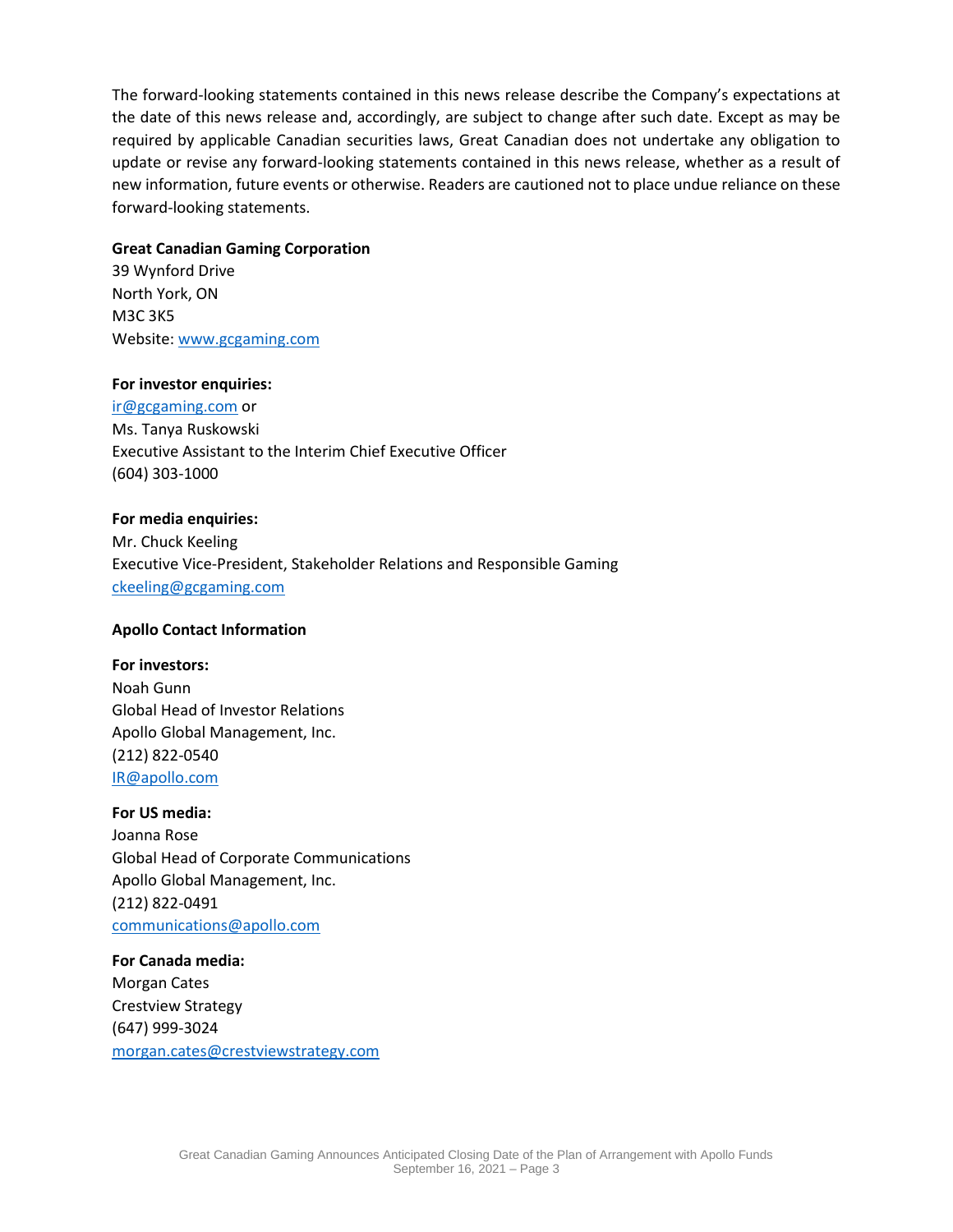The forward-looking statements contained in this news release describe the Company's expectations at the date of this news release and, accordingly, are subject to change after such date. Except as may be required by applicable Canadian securities laws, Great Canadian does not undertake any obligation to update or revise any forward-looking statements contained in this news release, whether as a result of new information, future events or otherwise. Readers are cautioned not to place undue reliance on these forward-looking statements.

**Great Canadian Gaming Corporation**
39 Wynford Drive
North York, ON
M3C 3K5
Website: www.gcgaming.com

**For investor enquiries:**
ir@gcgaming.com or
Ms. Tanya Ruskowski
Executive Assistant to the Interim Chief Executive Officer
(604) 303-1000

**For media enquiries:**
Mr. Chuck Keeling
Executive Vice-President, Stakeholder Relations and Responsible Gaming
ckeeling@gcgaming.com

**Apollo Contact Information**

**For investors:**
Noah Gunn
Global Head of Investor Relations
Apollo Global Management, Inc.
(212) 822-0540
IR@apollo.com

**For US media:**
Joanna Rose
Global Head of Corporate Communications
Apollo Global Management, Inc.
(212) 822-0491
communications@apollo.com

**For Canada media:**
Morgan Cates
Crestview Strategy
(647) 999-3024
morgan.cates@crestviewstrategy.com